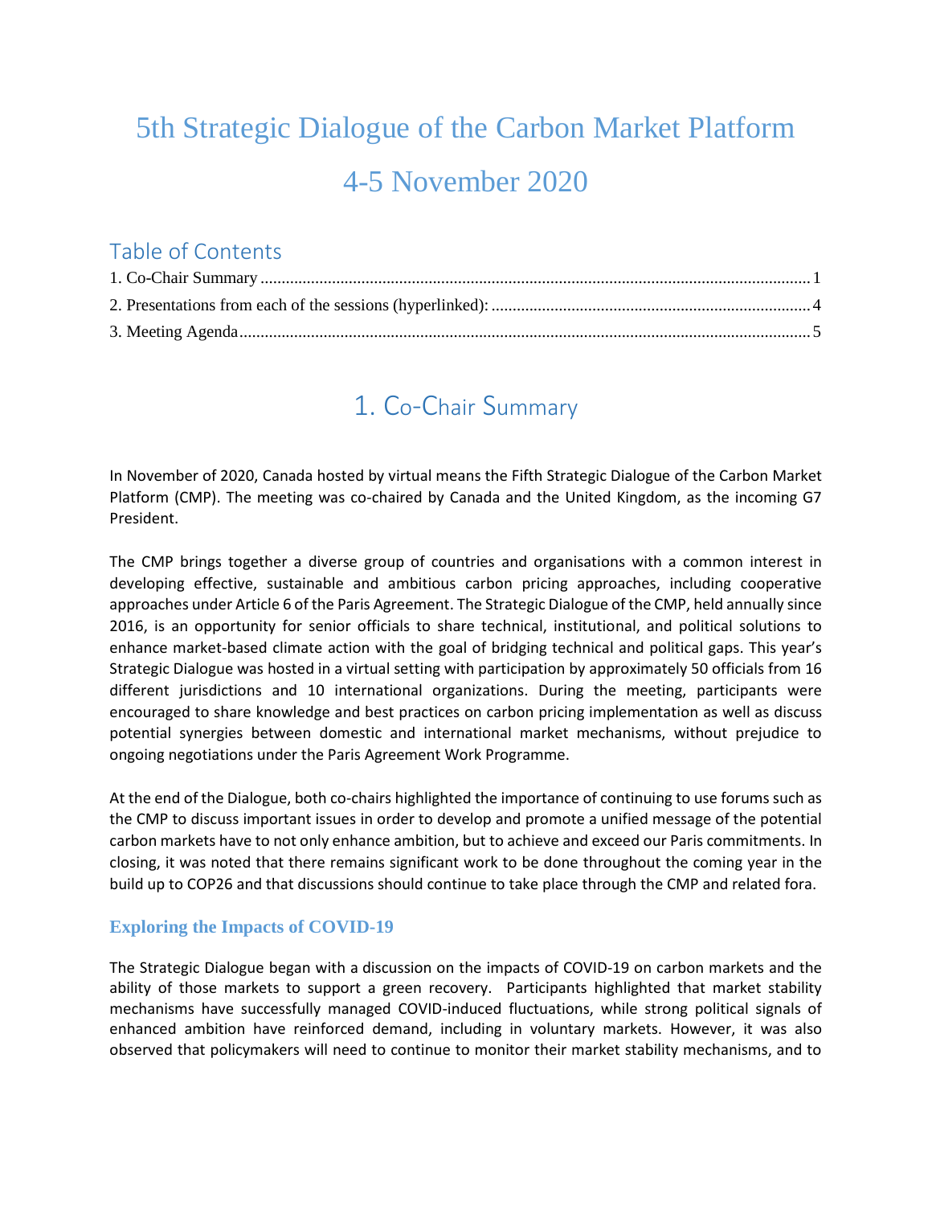# 5th Strategic Dialogue of the Carbon Market Platform

# 4-5 November 2020

## Table of Contents

1. Co-Chair Summary ........................................................................................................................... 1
2. Presentations from each of the sessions (hyperlinked): ........................................................................... 4
3. Meeting Agenda ............................................................................................................................. 5

## 1. Co-Chair Summary

In November of 2020, Canada hosted by virtual means the Fifth Strategic Dialogue of the Carbon Market Platform (CMP). The meeting was co-chaired by Canada and the United Kingdom, as the incoming G7 President.

The CMP brings together a diverse group of countries and organisations with a common interest in developing effective, sustainable and ambitious carbon pricing approaches, including cooperative approaches under Article 6 of the Paris Agreement. The Strategic Dialogue of the CMP, held annually since 2016, is an opportunity for senior officials to share technical, institutional, and political solutions to enhance market-based climate action with the goal of bridging technical and political gaps. This year's Strategic Dialogue was hosted in a virtual setting with participation by approximately 50 officials from 16 different jurisdictions and 10 international organizations. During the meeting, participants were encouraged to share knowledge and best practices on carbon pricing implementation as well as discuss potential synergies between domestic and international market mechanisms, without prejudice to ongoing negotiations under the Paris Agreement Work Programme.

At the end of the Dialogue, both co-chairs highlighted the importance of continuing to use forums such as the CMP to discuss important issues in order to develop and promote a unified message of the potential carbon markets have to not only enhance ambition, but to achieve and exceed our Paris commitments. In closing, it was noted that there remains significant work to be done throughout the coming year in the build up to COP26 and that discussions should continue to take place through the CMP and related fora.

### Exploring the Impacts of COVID-19

The Strategic Dialogue began with a discussion on the impacts of COVID-19 on carbon markets and the ability of those markets to support a green recovery. Participants highlighted that market stability mechanisms have successfully managed COVID-induced fluctuations, while strong political signals of enhanced ambition have reinforced demand, including in voluntary markets. However, it was also observed that policymakers will need to continue to monitor their market stability mechanisms, and to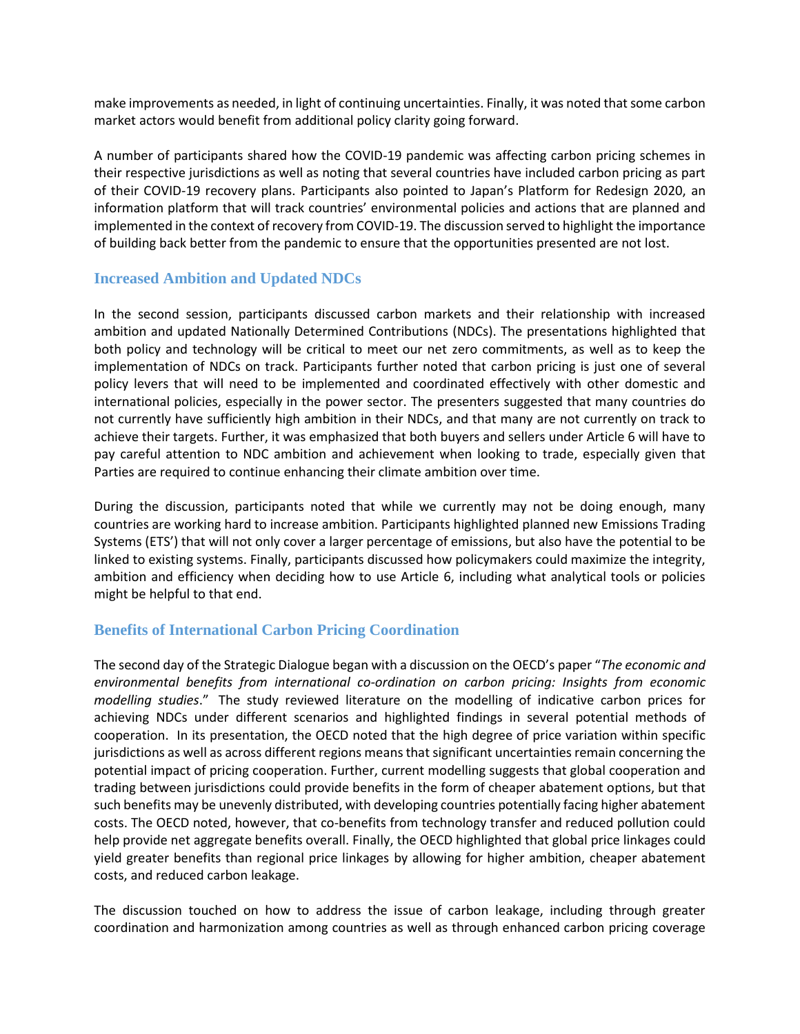make improvements as needed, in light of continuing uncertainties. Finally, it was noted that some carbon market actors would benefit from additional policy clarity going forward.

A number of participants shared how the COVID-19 pandemic was affecting carbon pricing schemes in their respective jurisdictions as well as noting that several countries have included carbon pricing as part of their COVID-19 recovery plans. Participants also pointed to Japan's Platform for Redesign 2020, an information platform that will track countries' environmental policies and actions that are planned and implemented in the context of recovery from COVID-19. The discussion served to highlight the importance of building back better from the pandemic to ensure that the opportunities presented are not lost.

## Increased Ambition and Updated NDCs

In the second session, participants discussed carbon markets and their relationship with increased ambition and updated Nationally Determined Contributions (NDCs). The presentations highlighted that both policy and technology will be critical to meet our net zero commitments, as well as to keep the implementation of NDCs on track. Participants further noted that carbon pricing is just one of several policy levers that will need to be implemented and coordinated effectively with other domestic and international policies, especially in the power sector. The presenters suggested that many countries do not currently have sufficiently high ambition in their NDCs, and that many are not currently on track to achieve their targets. Further, it was emphasized that both buyers and sellers under Article 6 will have to pay careful attention to NDC ambition and achievement when looking to trade, especially given that Parties are required to continue enhancing their climate ambition over time.

During the discussion, participants noted that while we currently may not be doing enough, many countries are working hard to increase ambition. Participants highlighted planned new Emissions Trading Systems (ETS') that will not only cover a larger percentage of emissions, but also have the potential to be linked to existing systems. Finally, participants discussed how policymakers could maximize the integrity, ambition and efficiency when deciding how to use Article 6, including what analytical tools or policies might be helpful to that end.

## Benefits of International Carbon Pricing Coordination

The second day of the Strategic Dialogue began with a discussion on the OECD's paper "*The economic and environmental benefits from international co-ordination on carbon pricing: Insights from economic modelling studies*." The study reviewed literature on the modelling of indicative carbon prices for achieving NDCs under different scenarios and highlighted findings in several potential methods of cooperation. In its presentation, the OECD noted that the high degree of price variation within specific jurisdictions as well as across different regions means that significant uncertainties remain concerning the potential impact of pricing cooperation. Further, current modelling suggests that global cooperation and trading between jurisdictions could provide benefits in the form of cheaper abatement options, but that such benefits may be unevenly distributed, with developing countries potentially facing higher abatement costs. The OECD noted, however, that co-benefits from technology transfer and reduced pollution could help provide net aggregate benefits overall. Finally, the OECD highlighted that global price linkages could yield greater benefits than regional price linkages by allowing for higher ambition, cheaper abatement costs, and reduced carbon leakage.

The discussion touched on how to address the issue of carbon leakage, including through greater coordination and harmonization among countries as well as through enhanced carbon pricing coverage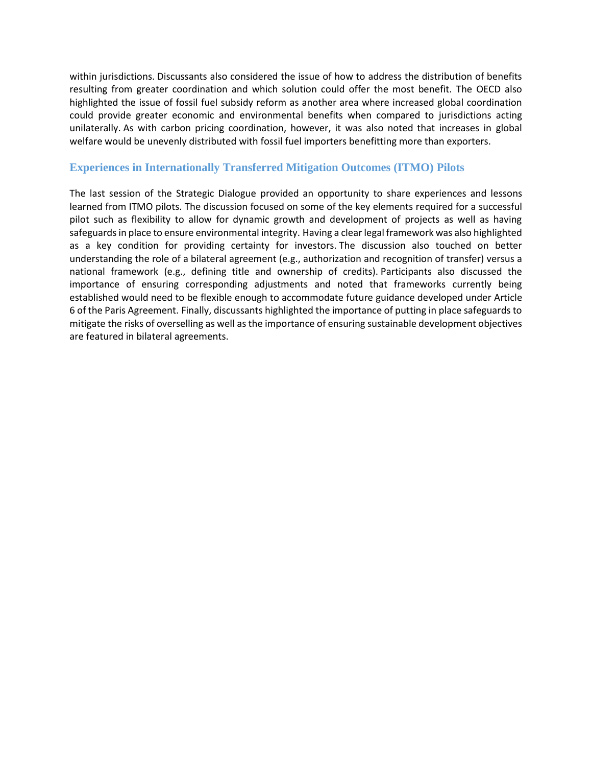within jurisdictions. Discussants also considered the issue of how to address the distribution of benefits resulting from greater coordination and which solution could offer the most benefit. The OECD also highlighted the issue of fossil fuel subsidy reform as another area where increased global coordination could provide greater economic and environmental benefits when compared to jurisdictions acting unilaterally. As with carbon pricing coordination, however, it was also noted that increases in global welfare would be unevenly distributed with fossil fuel importers benefitting more than exporters.

## Experiences in Internationally Transferred Mitigation Outcomes (ITMO) Pilots

The last session of the Strategic Dialogue provided an opportunity to share experiences and lessons learned from ITMO pilots. The discussion focused on some of the key elements required for a successful pilot such as flexibility to allow for dynamic growth and development of projects as well as having safeguards in place to ensure environmental integrity. Having a clear legal framework was also highlighted as a key condition for providing certainty for investors. The discussion also touched on better understanding the role of a bilateral agreement (e.g., authorization and recognition of transfer) versus a national framework (e.g., defining title and ownership of credits). Participants also discussed the importance of ensuring corresponding adjustments and noted that frameworks currently being established would need to be flexible enough to accommodate future guidance developed under Article 6 of the Paris Agreement. Finally, discussants highlighted the importance of putting in place safeguards to mitigate the risks of overselling as well as the importance of ensuring sustainable development objectives are featured in bilateral agreements.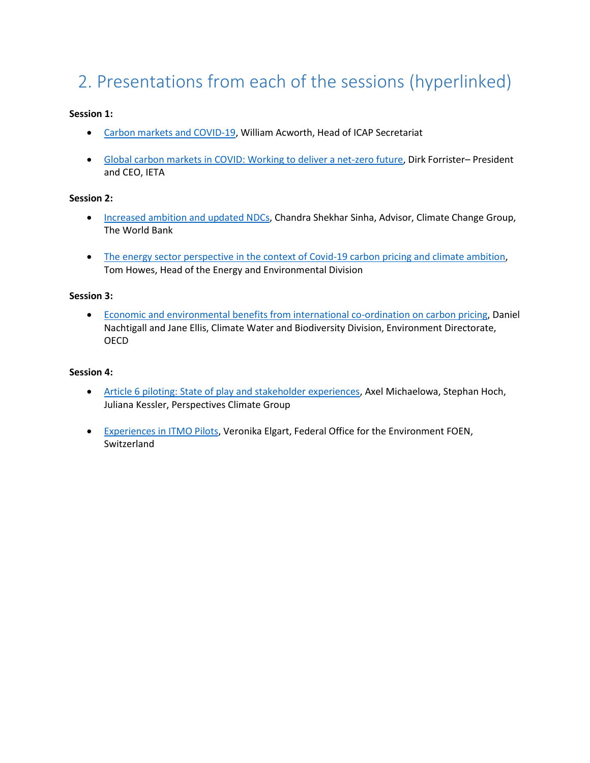## 2. Presentations from each of the sessions (hyperlinked)

**Session 1:**

- Carbon markets and COVID-19, William Acworth, Head of ICAP Secretariat

- Global carbon markets in COVID: Working to deliver a net-zero future, Dirk Forrister– President and CEO, IETA

**Session 2:**

- Increased ambition and updated NDCs, Chandra Shekhar Sinha, Advisor, Climate Change Group, The World Bank

- The energy sector perspective in the context of Covid-19 carbon pricing and climate ambition, Tom Howes, Head of the Energy and Environmental Division

**Session 3:**

- Economic and environmental benefits from international co-ordination on carbon pricing, Daniel Nachtigall and Jane Ellis, Climate Water and Biodiversity Division, Environment Directorate, OECD

**Session 4:**

- Article 6 piloting: State of play and stakeholder experiences, Axel Michaelowa, Stephan Hoch, Juliana Kessler, Perspectives Climate Group

- Experiences in ITMO Pilots, Veronika Elgart, Federal Office for the Environment FOEN, Switzerland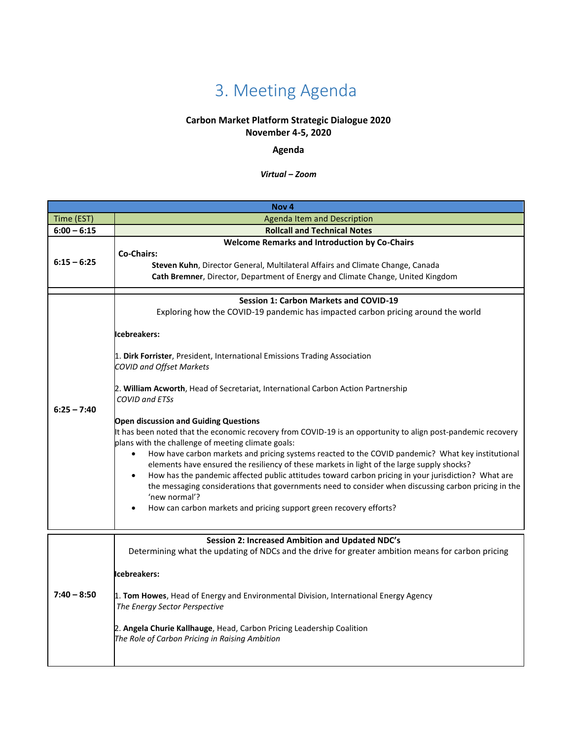# 3. Meeting Agenda

**Carbon Market Platform Strategic Dialogue 2020**
**November 4-5, 2020**

**Agenda**

***Virtual – Zoom***

| Nov 4 | |
|---|---|
| Time (EST) | Agenda Item and Description |
| **6:00 – 6:15** | **Rollcall and Technical Notes** |
| **6:15 – 6:25** | **Welcome Remarks and Introduction by Co-Chairs**<br>**Co-Chairs:**<br>**Steven Kuhn**, Director General, Multilateral Affairs and Climate Change, Canada<br>**Cath Bremner**, Director, Department of Energy and Climate Change, United Kingdom |
| **6:25 – 7:40** | **Session 1: Carbon Markets and COVID-19**<br>Exploring how the COVID-19 pandemic has impacted carbon pricing around the world<br><br>**Icebreakers:**<br><br>1. **Dirk Forrister**, President, International Emissions Trading Association<br>*COVID and Offset Markets*<br><br>2. **William Acworth**, Head of Secretariat, International Carbon Action Partnership<br>*COVID and ETSs*<br><br>**Open discussion and Guiding Questions**<br>It has been noted that the economic recovery from COVID-19 is an opportunity to align post-pandemic recovery plans with the challenge of meeting climate goals:<br>• How have carbon markets and pricing systems reacted to the COVID pandemic? What key institutional elements have ensured the resiliency of these markets in light of the large supply shocks?<br>• How has the pandemic affected public attitudes toward carbon pricing in your jurisdiction? What are the messaging considerations that governments need to consider when discussing carbon pricing in the 'new normal'?<br>• How can carbon markets and pricing support green recovery efforts? |
| **7:40 – 8:50** | **Session 2: Increased Ambition and Updated NDC's**<br>Determining what the updating of NDCs and the drive for greater ambition means for carbon pricing<br><br>**Icebreakers:**<br><br>1. **Tom Howes**, Head of Energy and Environmental Division, International Energy Agency<br>*The Energy Sector Perspective*<br><br>2. **Angela Churie Kallhauge**, Head, Carbon Pricing Leadership Coalition<br>*The Role of Carbon Pricing in Raising Ambition* |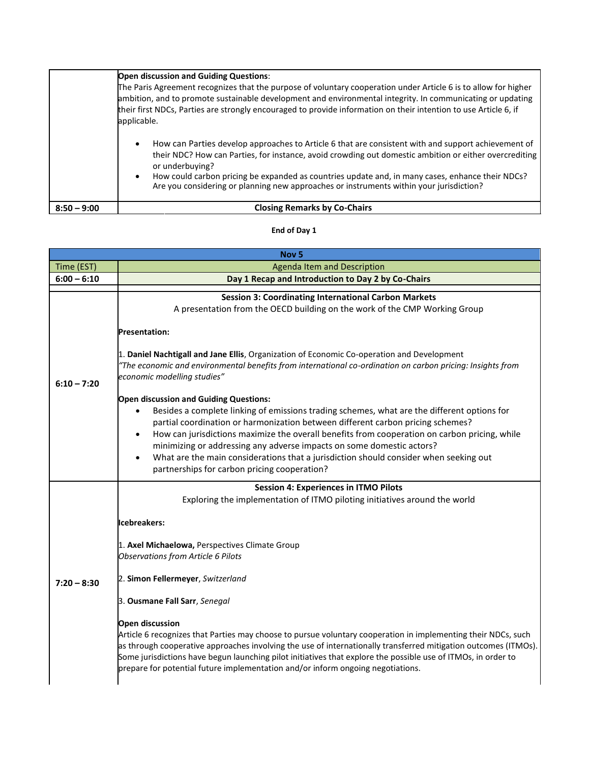| | **Open discussion and Guiding Questions**:<br>The Paris Agreement recognizes that the purpose of voluntary cooperation under Article 6 is to allow for higher ambition, and to promote sustainable development and environmental integrity. In communicating or updating their first NDCs, Parties are strongly encouraged to provide information on their intention to use Article 6, if applicable.<br><br>• How can Parties develop approaches to Article 6 that are consistent with and support achievement of their NDC? How can Parties, for instance, avoid crowding out domestic ambition or either overcrediting or underbuying?<br>• How could carbon pricing be expanded as countries update and, in many cases, enhance their NDCs? Are you considering or planning new approaches or instruments within your jurisdiction? |
|---|---|
| **8:50 – 9:00** | **Closing Remarks by Co-Chairs** |

**End of Day 1**

| Nov 5 | |
|---|---|
| Time (EST) | Agenda Item and Description |
| **6:00 – 6:10** | **Day 1 Recap and Introduction to Day 2 by Co-Chairs** |
| | |
| **6:10 – 7:20** | **Session 3: Coordinating International Carbon Markets**<br>A presentation from the OECD building on the work of the CMP Working Group<br><br>**Presentation:**<br><br>1. **Daniel Nachtigall and Jane Ellis**, Organization of Economic Co-operation and Development<br>*"The economic and environmental benefits from international co-ordination on carbon pricing: Insights from economic modelling studies"*<br><br>**Open discussion and Guiding Questions:**<br>• Besides a complete linking of emissions trading schemes, what are the different options for partial coordination or harmonization between different carbon pricing schemes?<br>• How can jurisdictions maximize the overall benefits from cooperation on carbon pricing, while minimizing or addressing any adverse impacts on some domestic actors?<br>• What are the main considerations that a jurisdiction should consider when seeking out partnerships for carbon pricing cooperation? |
| **7:20 – 8:30** | **Session 4: Experiences in ITMO Pilots**<br>Exploring the implementation of ITMO piloting initiatives around the world<br><br>**Icebreakers:**<br><br>1. **Axel Michaelowa,** Perspectives Climate Group<br>*Observations from Article 6 Pilots*<br><br>2. **Simon Fellermeyer**, *Switzerland*<br><br>3. **Ousmane Fall Sarr**, *Senegal*<br><br>**Open discussion**<br>Article 6 recognizes that Parties may choose to pursue voluntary cooperation in implementing their NDCs, such as through cooperative approaches involving the use of internationally transferred mitigation outcomes (ITMOs). Some jurisdictions have begun launching pilot initiatives that explore the possible use of ITMOs, in order to prepare for potential future implementation and/or inform ongoing negotiations. |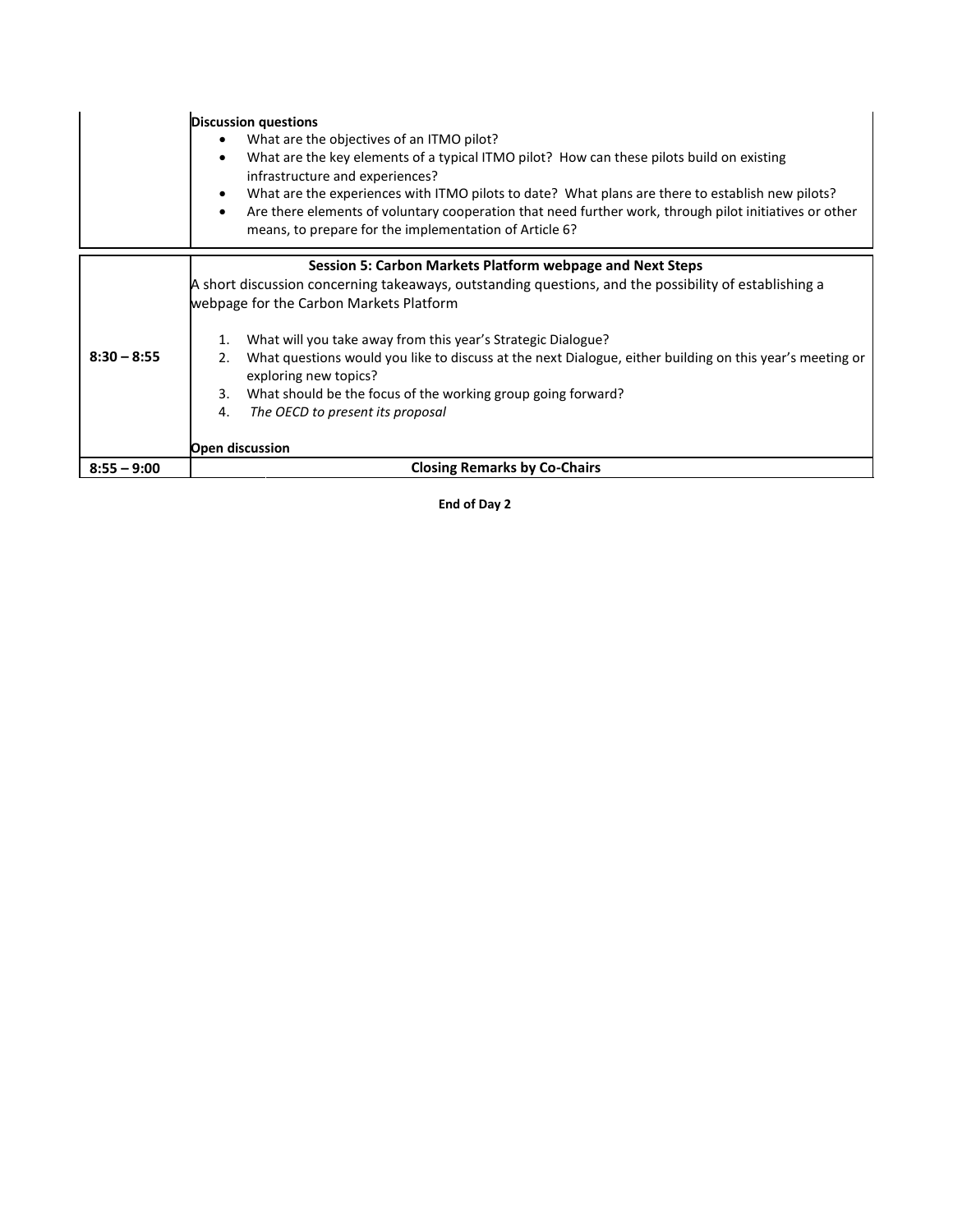| | |
|---|---|
| | **Discussion questions**<br>• What are the objectives of an ITMO pilot?<br>• What are the key elements of a typical ITMO pilot? How can these pilots build on existing infrastructure and experiences?<br>• What are the experiences with ITMO pilots to date? What plans are there to establish new pilots?<br>• Are there elements of voluntary cooperation that need further work, through pilot initiatives or other means, to prepare for the implementation of Article 6? |
| **8:30 – 8:55** | **Session 5: Carbon Markets Platform webpage and Next Steps**<br>A short discussion concerning takeaways, outstanding questions, and the possibility of establishing a webpage for the Carbon Markets Platform<br><br>1. What will you take away from this year's Strategic Dialogue?<br>2. What questions would you like to discuss at the next Dialogue, either building on this year's meeting or exploring new topics?<br>3. What should be the focus of the working group going forward?<br>4. *The OECD to present its proposal*<br><br>**Open discussion** |
| **8:55 – 9:00** | **Closing Remarks by Co-Chairs** |

**End of Day 2**